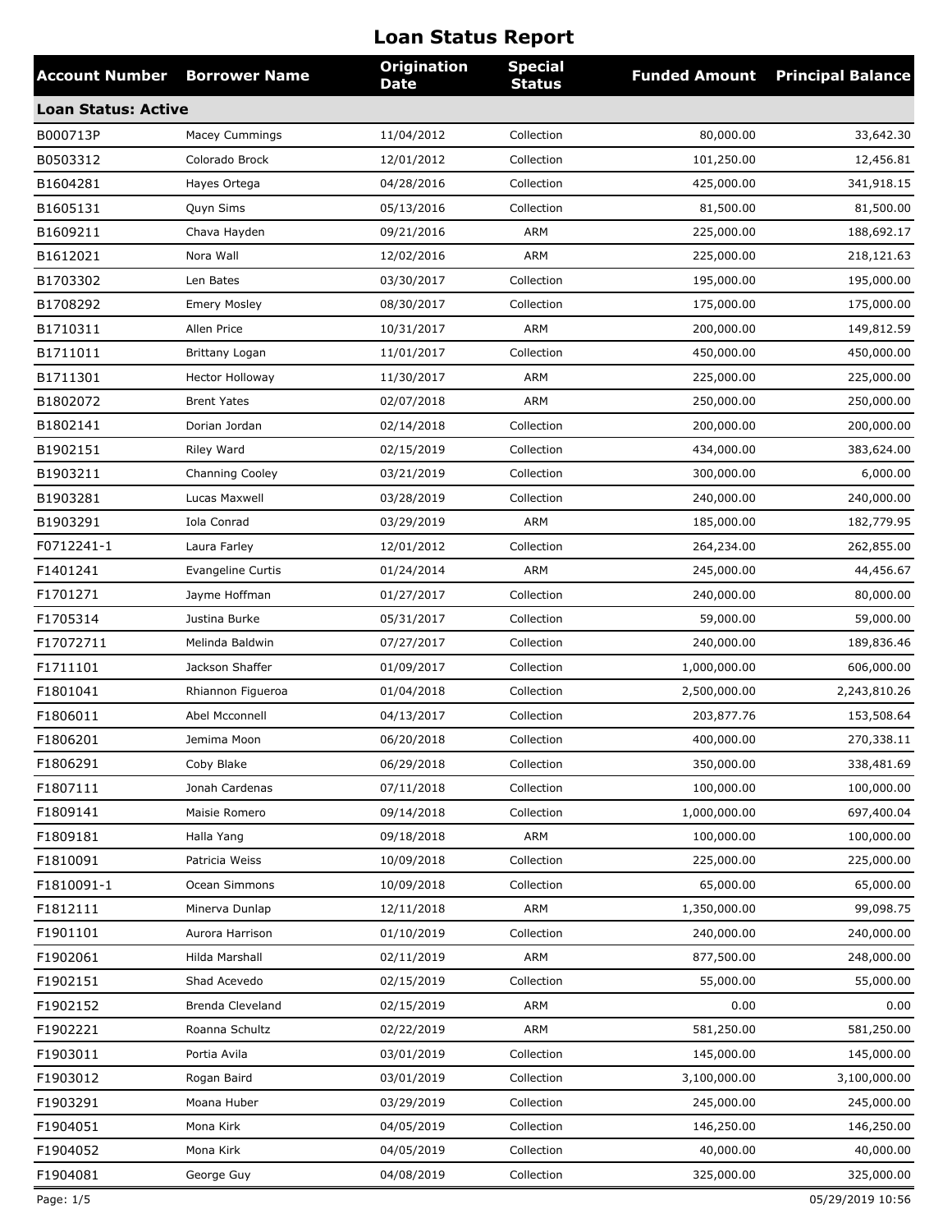# Loan Status Report

| Account Number | Borrower Name | Origination Date | Special Status | Funded Amount | Principal Balance |
|---|---|---|---|---|---|
| **Loan Status: Active** | | | | | |
| B000713P | Macey Cummings | 11/04/2012 | Collection | 80,000.00 | 33,642.30 |
| B0503312 | Colorado Brock | 12/01/2012 | Collection | 101,250.00 | 12,456.81 |
| B1604281 | Hayes Ortega | 04/28/2016 | Collection | 425,000.00 | 341,918.15 |
| B1605131 | Quyn Sims | 05/13/2016 | Collection | 81,500.00 | 81,500.00 |
| B1609211 | Chava Hayden | 09/21/2016 | ARM | 225,000.00 | 188,692.17 |
| B1612021 | Nora Wall | 12/02/2016 | ARM | 225,000.00 | 218,121.63 |
| B1703302 | Len Bates | 03/30/2017 | Collection | 195,000.00 | 195,000.00 |
| B1708292 | Emery Mosley | 08/30/2017 | Collection | 175,000.00 | 175,000.00 |
| B1710311 | Allen Price | 10/31/2017 | ARM | 200,000.00 | 149,812.59 |
| B1711011 | Brittany Logan | 11/01/2017 | Collection | 450,000.00 | 450,000.00 |
| B1711301 | Hector Holloway | 11/30/2017 | ARM | 225,000.00 | 225,000.00 |
| B1802072 | Brent Yates | 02/07/2018 | ARM | 250,000.00 | 250,000.00 |
| B1802141 | Dorian Jordan | 02/14/2018 | Collection | 200,000.00 | 200,000.00 |
| B1902151 | Riley Ward | 02/15/2019 | Collection | 434,000.00 | 383,624.00 |
| B1903211 | Channing Cooley | 03/21/2019 | Collection | 300,000.00 | 6,000.00 |
| B1903281 | Lucas Maxwell | 03/28/2019 | Collection | 240,000.00 | 240,000.00 |
| B1903291 | Iola Conrad | 03/29/2019 | ARM | 185,000.00 | 182,779.95 |
| F0712241-1 | Laura Farley | 12/01/2012 | Collection | 264,234.00 | 262,855.00 |
| F1401241 | Evangeline Curtis | 01/24/2014 | ARM | 245,000.00 | 44,456.67 |
| F1701271 | Jayme Hoffman | 01/27/2017 | Collection | 240,000.00 | 80,000.00 |
| F1705314 | Justina Burke | 05/31/2017 | Collection | 59,000.00 | 59,000.00 |
| F17072711 | Melinda Baldwin | 07/27/2017 | Collection | 240,000.00 | 189,836.46 |
| F1711101 | Jackson Shaffer | 01/09/2017 | Collection | 1,000,000.00 | 606,000.00 |
| F1801041 | Rhiannon Figueroa | 01/04/2018 | Collection | 2,500,000.00 | 2,243,810.26 |
| F1806011 | Abel Mcconnell | 04/13/2017 | Collection | 203,877.76 | 153,508.64 |
| F1806201 | Jemima Moon | 06/20/2018 | Collection | 400,000.00 | 270,338.11 |
| F1806291 | Coby Blake | 06/29/2018 | Collection | 350,000.00 | 338,481.69 |
| F1807111 | Jonah Cardenas | 07/11/2018 | Collection | 100,000.00 | 100,000.00 |
| F1809141 | Maisie Romero | 09/14/2018 | Collection | 1,000,000.00 | 697,400.04 |
| F1809181 | Halla Yang | 09/18/2018 | ARM | 100,000.00 | 100,000.00 |
| F1810091 | Patricia Weiss | 10/09/2018 | Collection | 225,000.00 | 225,000.00 |
| F1810091-1 | Ocean Simmons | 10/09/2018 | Collection | 65,000.00 | 65,000.00 |
| F1812111 | Minerva Dunlap | 12/11/2018 | ARM | 1,350,000.00 | 99,098.75 |
| F1901101 | Aurora Harrison | 01/10/2019 | Collection | 240,000.00 | 240,000.00 |
| F1902061 | Hilda Marshall | 02/11/2019 | ARM | 877,500.00 | 248,000.00 |
| F1902151 | Shad Acevedo | 02/15/2019 | Collection | 55,000.00 | 55,000.00 |
| F1902152 | Brenda Cleveland | 02/15/2019 | ARM | 0.00 | 0.00 |
| F1902221 | Roanna Schultz | 02/22/2019 | ARM | 581,250.00 | 581,250.00 |
| F1903011 | Portia Avila | 03/01/2019 | Collection | 145,000.00 | 145,000.00 |
| F1903012 | Rogan Baird | 03/01/2019 | Collection | 3,100,000.00 | 3,100,000.00 |
| F1903291 | Moana Huber | 03/29/2019 | Collection | 245,000.00 | 245,000.00 |
| F1904051 | Mona Kirk | 04/05/2019 | Collection | 146,250.00 | 146,250.00 |
| F1904052 | Mona Kirk | 04/05/2019 | Collection | 40,000.00 | 40,000.00 |
| F1904081 | George Guy | 04/08/2019 | Collection | 325,000.00 | 325,000.00 |

05/29/2019 10:56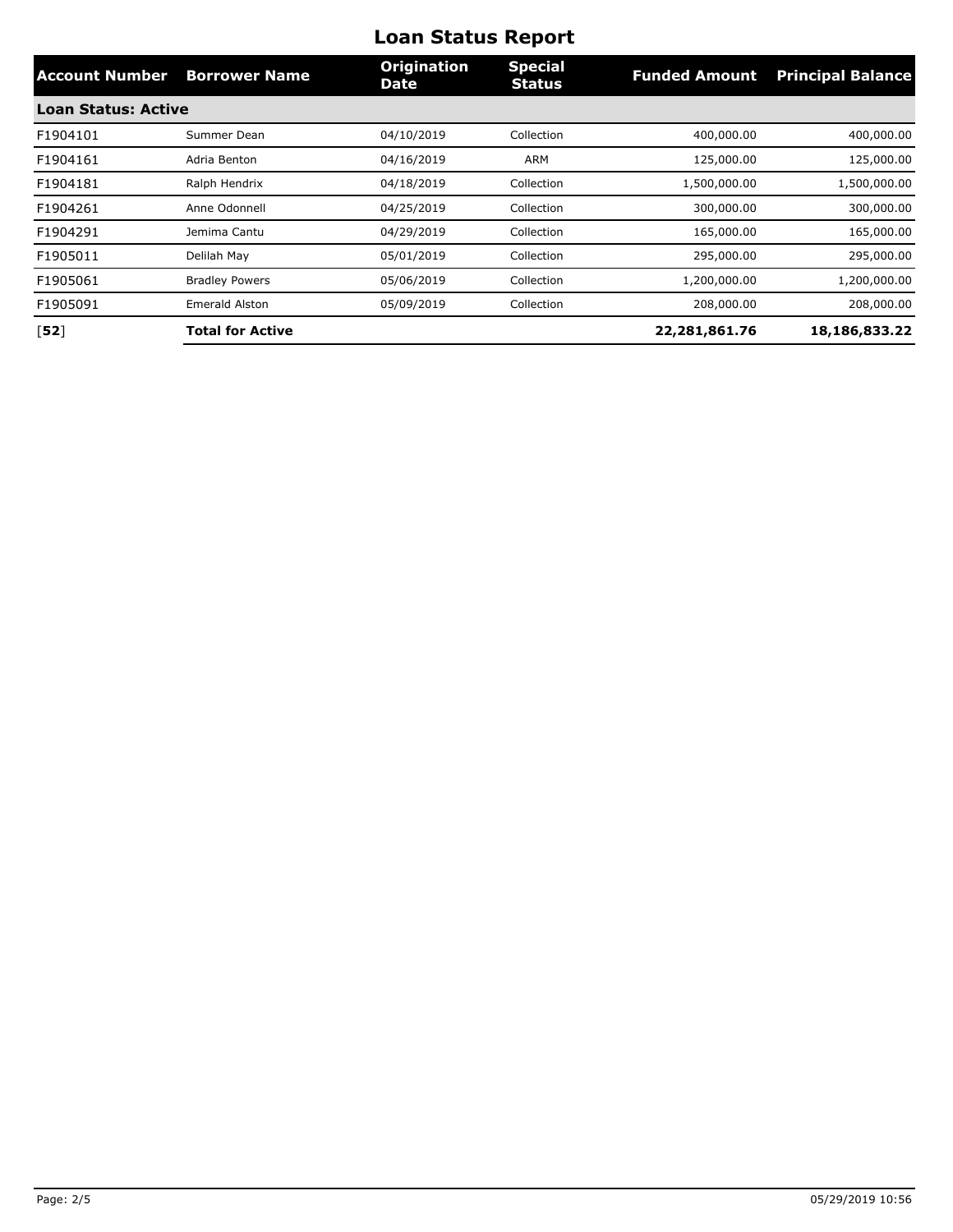# Loan Status Report

| Account Number | Borrower Name | Origination Date | Special Status | Funded Amount | Principal Balance |
|---|---|---|---|---|---|
| **Loan Status: Active** | | | | | |
| F1904101 | Summer Dean | 04/10/2019 | Collection | 400,000.00 | 400,000.00 |
| F1904161 | Adria Benton | 04/16/2019 | ARM | 125,000.00 | 125,000.00 |
| F1904181 | Ralph Hendrix | 04/18/2019 | Collection | 1,500,000.00 | 1,500,000.00 |
| F1904261 | Anne Odonnell | 04/25/2019 | Collection | 300,000.00 | 300,000.00 |
| F1904291 | Jemima Cantu | 04/29/2019 | Collection | 165,000.00 | 165,000.00 |
| F1905011 | Delilah May | 05/01/2019 | Collection | 295,000.00 | 295,000.00 |
| F1905061 | Bradley Powers | 05/06/2019 | Collection | 1,200,000.00 | 1,200,000.00 |
| F1905091 | Emerald Alston | 05/09/2019 | Collection | 208,000.00 | 208,000.00 |
| [**52**] | **Total for Active** | | | **22,281,861.76** | **18,186,833.22** |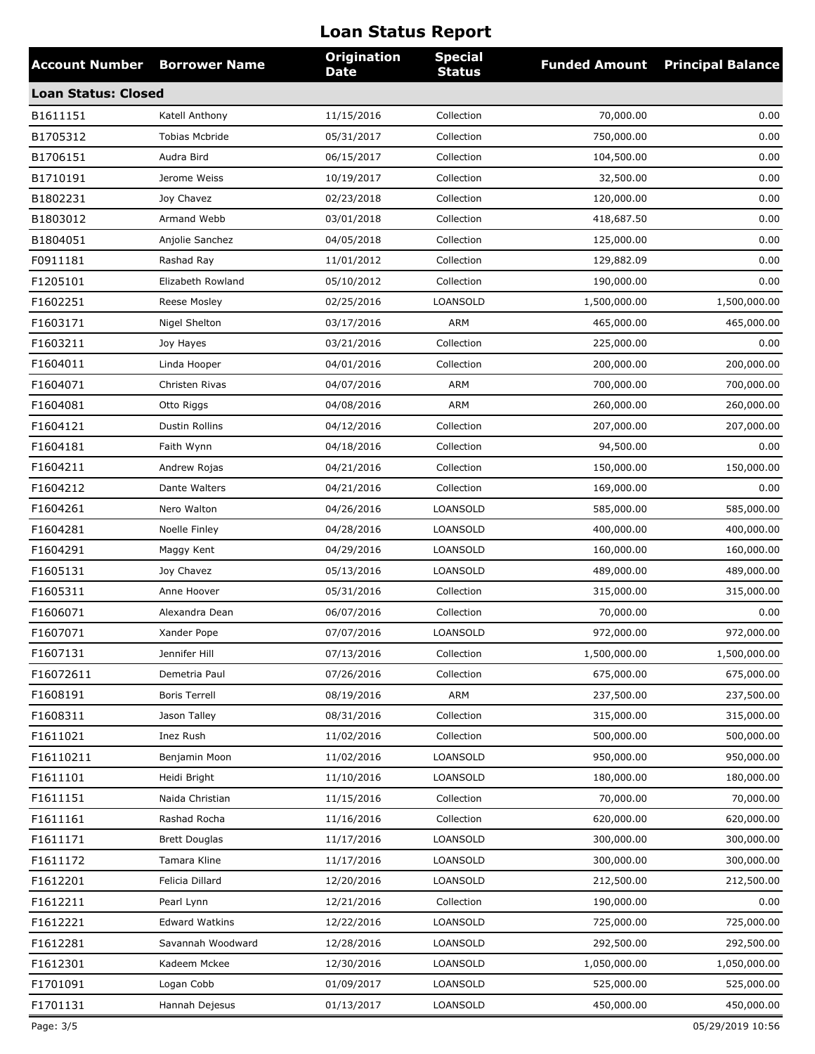# Loan Status Report

| Account Number | Borrower Name | Origination Date | Special Status | Funded Amount | Principal Balance |
|---|---|---|---|---|---|
| **Loan Status: Closed** | | | | | |
| B1611151 | Katell Anthony | 11/15/2016 | Collection | 70,000.00 | 0.00 |
| B1705312 | Tobias Mcbride | 05/31/2017 | Collection | 750,000.00 | 0.00 |
| B1706151 | Audra Bird | 06/15/2017 | Collection | 104,500.00 | 0.00 |
| B1710191 | Jerome Weiss | 10/19/2017 | Collection | 32,500.00 | 0.00 |
| B1802231 | Joy Chavez | 02/23/2018 | Collection | 120,000.00 | 0.00 |
| B1803012 | Armand Webb | 03/01/2018 | Collection | 418,687.50 | 0.00 |
| B1804051 | Anjolie Sanchez | 04/05/2018 | Collection | 125,000.00 | 0.00 |
| F0911181 | Rashad Ray | 11/01/2012 | Collection | 129,882.09 | 0.00 |
| F1205101 | Elizabeth Rowland | 05/10/2012 | Collection | 190,000.00 | 0.00 |
| F1602251 | Reese Mosley | 02/25/2016 | LOANSOLD | 1,500,000.00 | 1,500,000.00 |
| F1603171 | Nigel Shelton | 03/17/2016 | ARM | 465,000.00 | 465,000.00 |
| F1603211 | Joy Hayes | 03/21/2016 | Collection | 225,000.00 | 0.00 |
| F1604011 | Linda Hooper | 04/01/2016 | Collection | 200,000.00 | 200,000.00 |
| F1604071 | Christen Rivas | 04/07/2016 | ARM | 700,000.00 | 700,000.00 |
| F1604081 | Otto Riggs | 04/08/2016 | ARM | 260,000.00 | 260,000.00 |
| F1604121 | Dustin Rollins | 04/12/2016 | Collection | 207,000.00 | 207,000.00 |
| F1604181 | Faith Wynn | 04/18/2016 | Collection | 94,500.00 | 0.00 |
| F1604211 | Andrew Rojas | 04/21/2016 | Collection | 150,000.00 | 150,000.00 |
| F1604212 | Dante Walters | 04/21/2016 | Collection | 169,000.00 | 0.00 |
| F1604261 | Nero Walton | 04/26/2016 | LOANSOLD | 585,000.00 | 585,000.00 |
| F1604281 | Noelle Finley | 04/28/2016 | LOANSOLD | 400,000.00 | 400,000.00 |
| F1604291 | Maggy Kent | 04/29/2016 | LOANSOLD | 160,000.00 | 160,000.00 |
| F1605131 | Joy Chavez | 05/13/2016 | LOANSOLD | 489,000.00 | 489,000.00 |
| F1605311 | Anne Hoover | 05/31/2016 | Collection | 315,000.00 | 315,000.00 |
| F1606071 | Alexandra Dean | 06/07/2016 | Collection | 70,000.00 | 0.00 |
| F1607071 | Xander Pope | 07/07/2016 | LOANSOLD | 972,000.00 | 972,000.00 |
| F1607131 | Jennifer Hill | 07/13/2016 | Collection | 1,500,000.00 | 1,500,000.00 |
| F16072611 | Demetria Paul | 07/26/2016 | Collection | 675,000.00 | 675,000.00 |
| F1608191 | Boris Terrell | 08/19/2016 | ARM | 237,500.00 | 237,500.00 |
| F1608311 | Jason Talley | 08/31/2016 | Collection | 315,000.00 | 315,000.00 |
| F1611021 | Inez Rush | 11/02/2016 | Collection | 500,000.00 | 500,000.00 |
| F16110211 | Benjamin Moon | 11/02/2016 | LOANSOLD | 950,000.00 | 950,000.00 |
| F1611101 | Heidi Bright | 11/10/2016 | LOANSOLD | 180,000.00 | 180,000.00 |
| F1611151 | Naida Christian | 11/15/2016 | Collection | 70,000.00 | 70,000.00 |
| F1611161 | Rashad Rocha | 11/16/2016 | Collection | 620,000.00 | 620,000.00 |
| F1611171 | Brett Douglas | 11/17/2016 | LOANSOLD | 300,000.00 | 300,000.00 |
| F1611172 | Tamara Kline | 11/17/2016 | LOANSOLD | 300,000.00 | 300,000.00 |
| F1612201 | Felicia Dillard | 12/20/2016 | LOANSOLD | 212,500.00 | 212,500.00 |
| F1612211 | Pearl Lynn | 12/21/2016 | Collection | 190,000.00 | 0.00 |
| F1612221 | Edward Watkins | 12/22/2016 | LOANSOLD | 725,000.00 | 725,000.00 |
| F1612281 | Savannah Woodward | 12/28/2016 | LOANSOLD | 292,500.00 | 292,500.00 |
| F1612301 | Kadeem Mckee | 12/30/2016 | LOANSOLD | 1,050,000.00 | 1,050,000.00 |
| F1701091 | Logan Cobb | 01/09/2017 | LOANSOLD | 525,000.00 | 525,000.00 |
| F1701131 | Hannah Dejesus | 01/13/2017 | LOANSOLD | 450,000.00 | 450,000.00 |

05/29/2019 10:56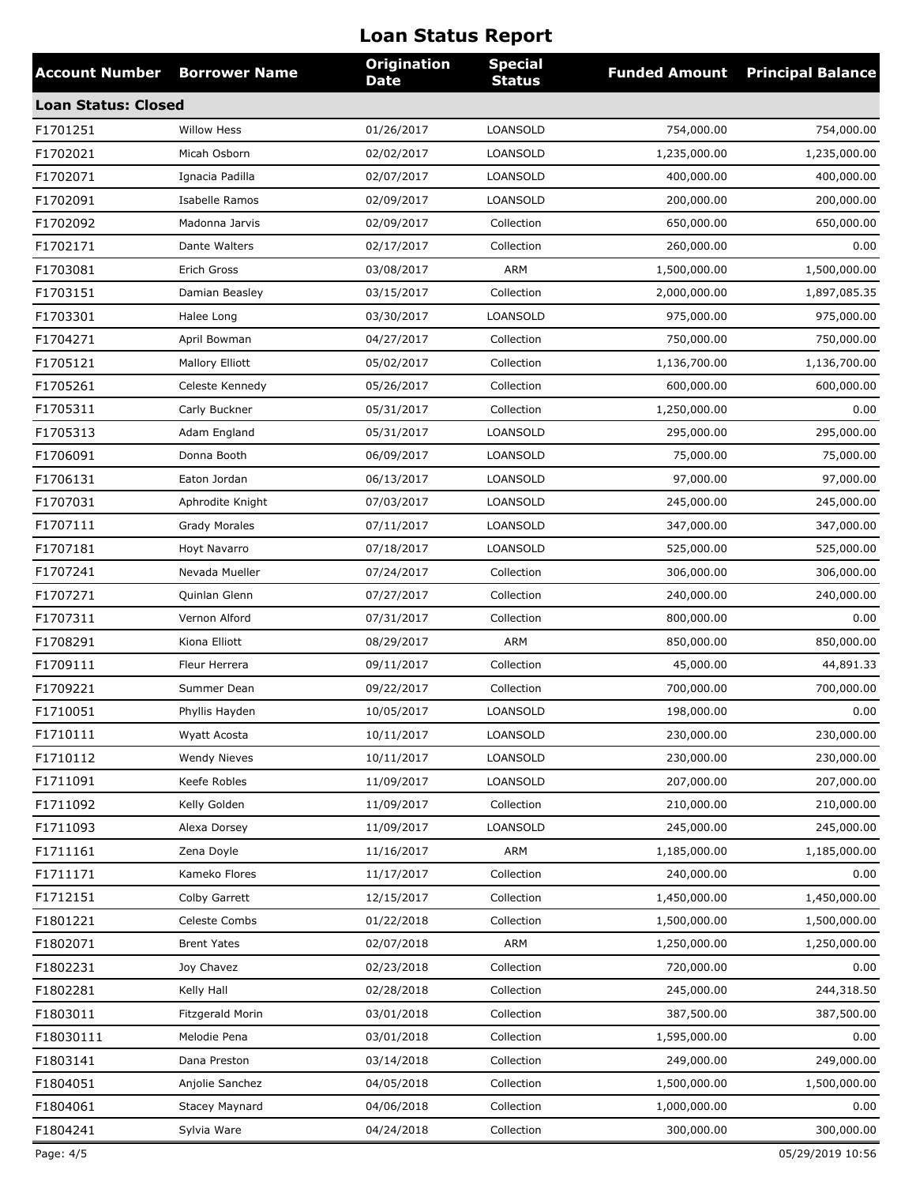# Loan Status Report

| Account Number | Borrower Name | Origination Date | Special Status | Funded Amount | Principal Balance |
|---|---|---|---|---|---|
| **Loan Status: Closed** | | | | | |
| F1701251 | Willow Hess | 01/26/2017 | LOANSOLD | 754,000.00 | 754,000.00 |
| F1702021 | Micah Osborn | 02/02/2017 | LOANSOLD | 1,235,000.00 | 1,235,000.00 |
| F1702071 | Ignacia Padilla | 02/07/2017 | LOANSOLD | 400,000.00 | 400,000.00 |
| F1702091 | Isabelle Ramos | 02/09/2017 | LOANSOLD | 200,000.00 | 200,000.00 |
| F1702092 | Madonna Jarvis | 02/09/2017 | Collection | 650,000.00 | 650,000.00 |
| F1702171 | Dante Walters | 02/17/2017 | Collection | 260,000.00 | 0.00 |
| F1703081 | Erich Gross | 03/08/2017 | ARM | 1,500,000.00 | 1,500,000.00 |
| F1703151 | Damian Beasley | 03/15/2017 | Collection | 2,000,000.00 | 1,897,085.35 |
| F1703301 | Halee Long | 03/30/2017 | LOANSOLD | 975,000.00 | 975,000.00 |
| F1704271 | April Bowman | 04/27/2017 | Collection | 750,000.00 | 750,000.00 |
| F1705121 | Mallory Elliott | 05/02/2017 | Collection | 1,136,700.00 | 1,136,700.00 |
| F1705261 | Celeste Kennedy | 05/26/2017 | Collection | 600,000.00 | 600,000.00 |
| F1705311 | Carly Buckner | 05/31/2017 | Collection | 1,250,000.00 | 0.00 |
| F1705313 | Adam England | 05/31/2017 | LOANSOLD | 295,000.00 | 295,000.00 |
| F1706091 | Donna Booth | 06/09/2017 | LOANSOLD | 75,000.00 | 75,000.00 |
| F1706131 | Eaton Jordan | 06/13/2017 | LOANSOLD | 97,000.00 | 97,000.00 |
| F1707031 | Aphrodite Knight | 07/03/2017 | LOANSOLD | 245,000.00 | 245,000.00 |
| F1707111 | Grady Morales | 07/11/2017 | LOANSOLD | 347,000.00 | 347,000.00 |
| F1707181 | Hoyt Navarro | 07/18/2017 | LOANSOLD | 525,000.00 | 525,000.00 |
| F1707241 | Nevada Mueller | 07/24/2017 | Collection | 306,000.00 | 306,000.00 |
| F1707271 | Quinlan Glenn | 07/27/2017 | Collection | 240,000.00 | 240,000.00 |
| F1707311 | Vernon Alford | 07/31/2017 | Collection | 800,000.00 | 0.00 |
| F1708291 | Kiona Elliott | 08/29/2017 | ARM | 850,000.00 | 850,000.00 |
| F1709111 | Fleur Herrera | 09/11/2017 | Collection | 45,000.00 | 44,891.33 |
| F1709221 | Summer Dean | 09/22/2017 | Collection | 700,000.00 | 700,000.00 |
| F1710051 | Phyllis Hayden | 10/05/2017 | LOANSOLD | 198,000.00 | 0.00 |
| F1710111 | Wyatt Acosta | 10/11/2017 | LOANSOLD | 230,000.00 | 230,000.00 |
| F1710112 | Wendy Nieves | 10/11/2017 | LOANSOLD | 230,000.00 | 230,000.00 |
| F1711091 | Keefe Robles | 11/09/2017 | LOANSOLD | 207,000.00 | 207,000.00 |
| F1711092 | Kelly Golden | 11/09/2017 | Collection | 210,000.00 | 210,000.00 |
| F1711093 | Alexa Dorsey | 11/09/2017 | LOANSOLD | 245,000.00 | 245,000.00 |
| F1711161 | Zena Doyle | 11/16/2017 | ARM | 1,185,000.00 | 1,185,000.00 |
| F1711171 | Kameko Flores | 11/17/2017 | Collection | 240,000.00 | 0.00 |
| F1712151 | Colby Garrett | 12/15/2017 | Collection | 1,450,000.00 | 1,450,000.00 |
| F1801221 | Celeste Combs | 01/22/2018 | Collection | 1,500,000.00 | 1,500,000.00 |
| F1802071 | Brent Yates | 02/07/2018 | ARM | 1,250,000.00 | 1,250,000.00 |
| F1802231 | Joy Chavez | 02/23/2018 | Collection | 720,000.00 | 0.00 |
| F1802281 | Kelly Hall | 02/28/2018 | Collection | 245,000.00 | 244,318.50 |
| F1803011 | Fitzgerald Morin | 03/01/2018 | Collection | 387,500.00 | 387,500.00 |
| F18030111 | Melodie Pena | 03/01/2018 | Collection | 1,595,000.00 | 0.00 |
| F1803141 | Dana Preston | 03/14/2018 | Collection | 249,000.00 | 249,000.00 |
| F1804051 | Anjolie Sanchez | 04/05/2018 | Collection | 1,500,000.00 | 1,500,000.00 |
| F1804061 | Stacey Maynard | 04/06/2018 | Collection | 1,000,000.00 | 0.00 |
| F1804241 | Sylvia Ware | 04/24/2018 | Collection | 300,000.00 | 300,000.00 |

05/29/2019 10:56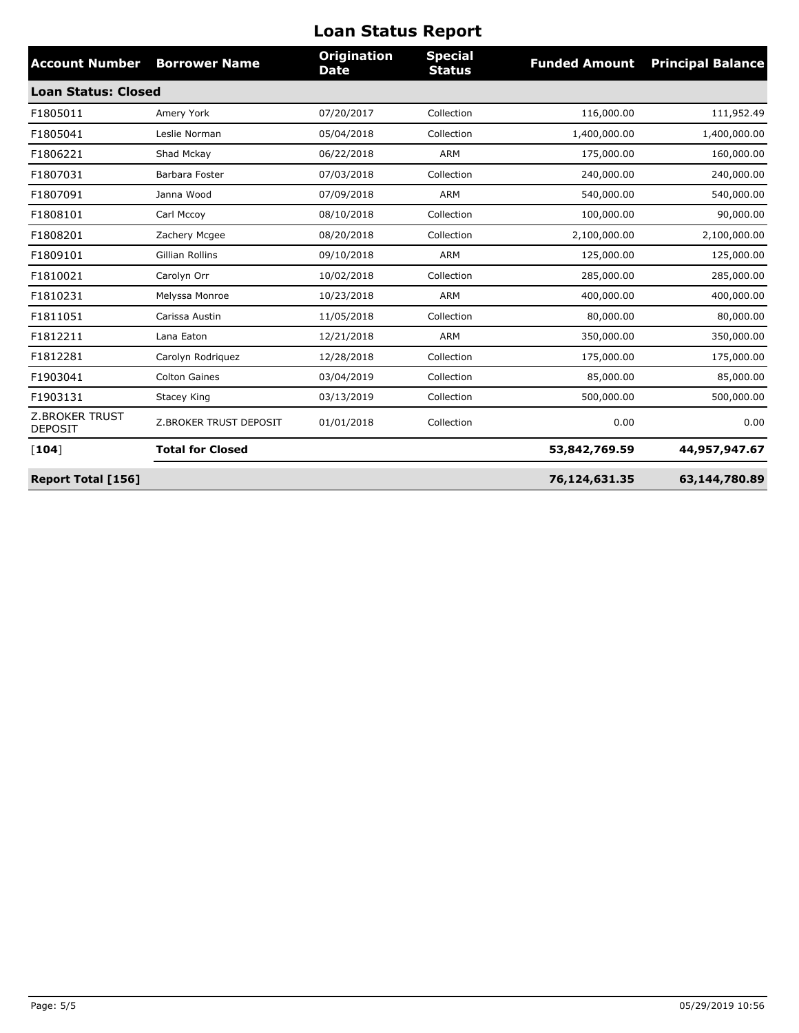# Loan Status Report

| Account Number | Borrower Name | Origination Date | Special Status | Funded Amount | Principal Balance |
|---|---|---|---|---|---|
| **Loan Status: Closed** | | | | | |
| F1805011 | Amery York | 07/20/2017 | Collection | 116,000.00 | 111,952.49 |
| F1805041 | Leslie Norman | 05/04/2018 | Collection | 1,400,000.00 | 1,400,000.00 |
| F1806221 | Shad Mckay | 06/22/2018 | ARM | 175,000.00 | 160,000.00 |
| F1807031 | Barbara Foster | 07/03/2018 | Collection | 240,000.00 | 240,000.00 |
| F1807091 | Janna Wood | 07/09/2018 | ARM | 540,000.00 | 540,000.00 |
| F1808101 | Carl Mccoy | 08/10/2018 | Collection | 100,000.00 | 90,000.00 |
| F1808201 | Zachery Mcgee | 08/20/2018 | Collection | 2,100,000.00 | 2,100,000.00 |
| F1809101 | Gillian Rollins | 09/10/2018 | ARM | 125,000.00 | 125,000.00 |
| F1810021 | Carolyn Orr | 10/02/2018 | Collection | 285,000.00 | 285,000.00 |
| F1810231 | Melyssa Monroe | 10/23/2018 | ARM | 400,000.00 | 400,000.00 |
| F1811051 | Carissa Austin | 11/05/2018 | Collection | 80,000.00 | 80,000.00 |
| F1812211 | Lana Eaton | 12/21/2018 | ARM | 350,000.00 | 350,000.00 |
| F1812281 | Carolyn Rodriquez | 12/28/2018 | Collection | 175,000.00 | 175,000.00 |
| F1903041 | Colton Gaines | 03/04/2019 | Collection | 85,000.00 | 85,000.00 |
| F1903131 | Stacey King | 03/13/2019 | Collection | 500,000.00 | 500,000.00 |
| Z.BROKER TRUST DEPOSIT | Z.BROKER TRUST DEPOSIT | 01/01/2018 | Collection | 0.00 | 0.00 |
| [**104**] | **Total for Closed** | | | **53,842,769.59** | **44,957,947.67** |
| **Report Total [156]** | | | | **76,124,631.35** | **63,144,780.89** |